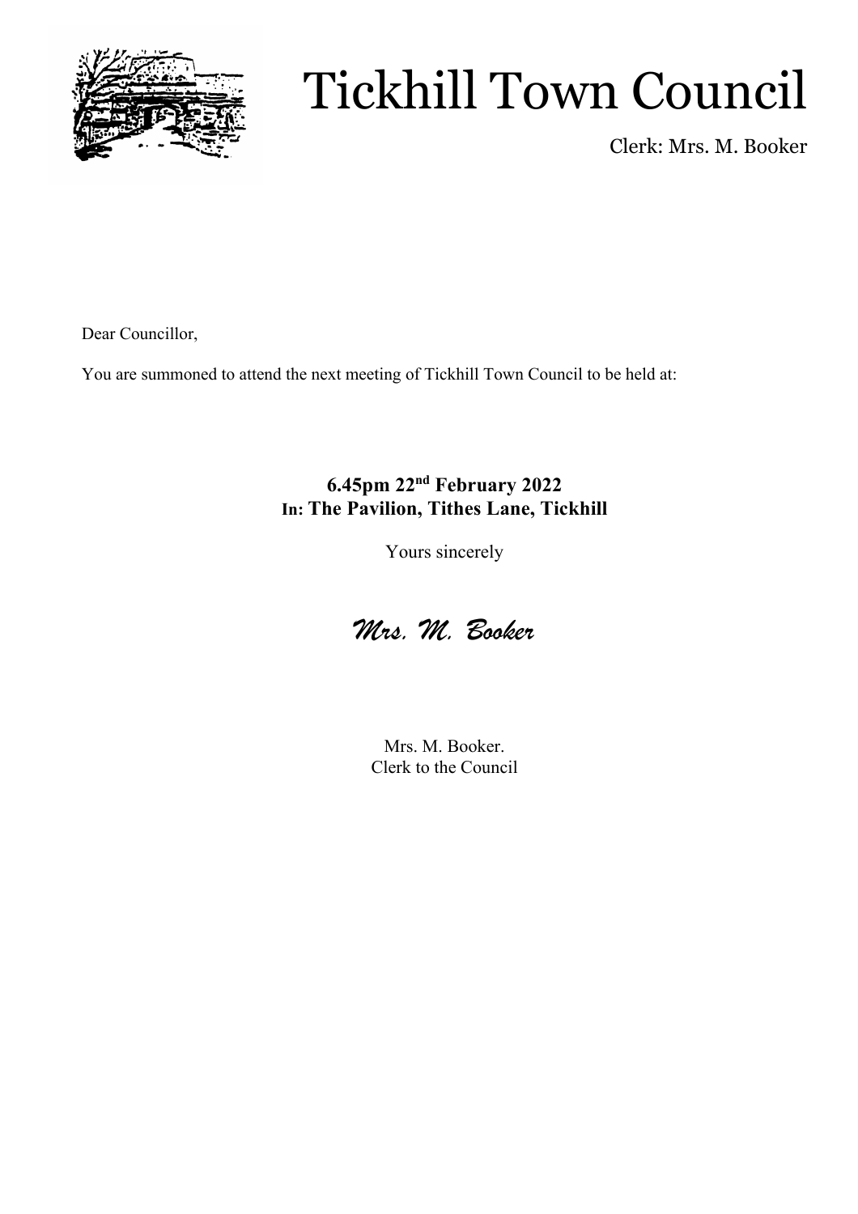# Tickhill Town Council

Clerk: Mrs. M. Booker

Dear Councillor,

You are summoned to attend the next meeting of Tickhill Town Council to be held at:

**6.45pm 22nd February 2022**
**In: The Pavilion, Tithes Lane, Tickhill**

Yours sincerely

*Mrs. M. Booker*

Mrs. M. Booker.
Clerk to the Council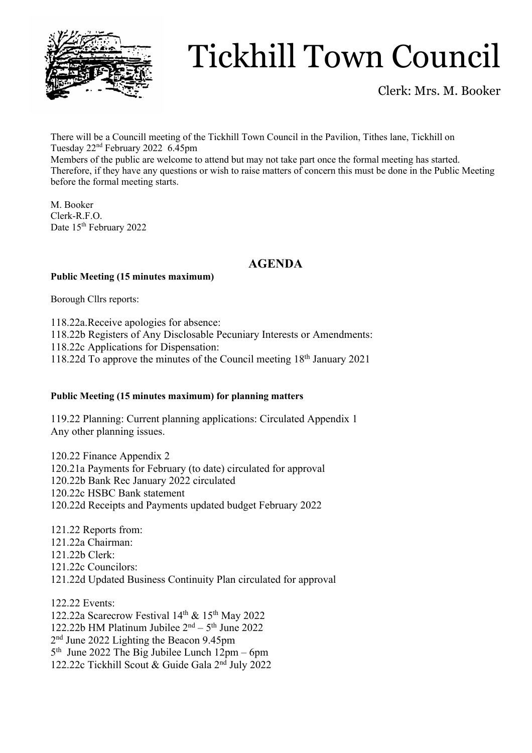# Tickhill Town Council

Clerk: Mrs. M. Booker

There will be a Councill meeting of the Tickhill Town Council in the Pavilion, Tithes lane, Tickhill on Tuesday 22nd February 2022 6.45pm

Members of the public are welcome to attend but may not take part once the formal meeting has started. Therefore, if they have any questions or wish to raise matters of concern this must be done in the Public Meeting before the formal meeting starts.

M. Booker
Clerk-R.F.O.
Date 15th February 2022

## AGENDA

**Public Meeting (15 minutes maximum)**

Borough Cllrs reports:

118.22a.Receive apologies for absence:
118.22b Registers of Any Disclosable Pecuniary Interests or Amendments:
118.22c Applications for Dispensation:
118.22d To approve the minutes of the Council meeting 18th January 2021

**Public Meeting (15 minutes maximum) for planning matters**

119.22 Planning: Current planning applications: Circulated Appendix 1
Any other planning issues.

120.22 Finance Appendix 2
120.21a Payments for February (to date) circulated for approval
120.22b Bank Rec January 2022 circulated
120.22c HSBC Bank statement
120.22d Receipts and Payments updated budget February 2022

121.22 Reports from:
121.22a Chairman:
121.22b Clerk:
121.22c Councilors:
121.22d Updated Business Continuity Plan circulated for approval

122.22 Events:
122.22a Scarecrow Festival 14th & 15th May 2022
122.22b HM Platinum Jubilee 2nd – 5th June 2022
2nd June 2022 Lighting the Beacon 9.45pm
5th June 2022 The Big Jubilee Lunch 12pm – 6pm
122.22c Tickhill Scout & Guide Gala 2nd July 2022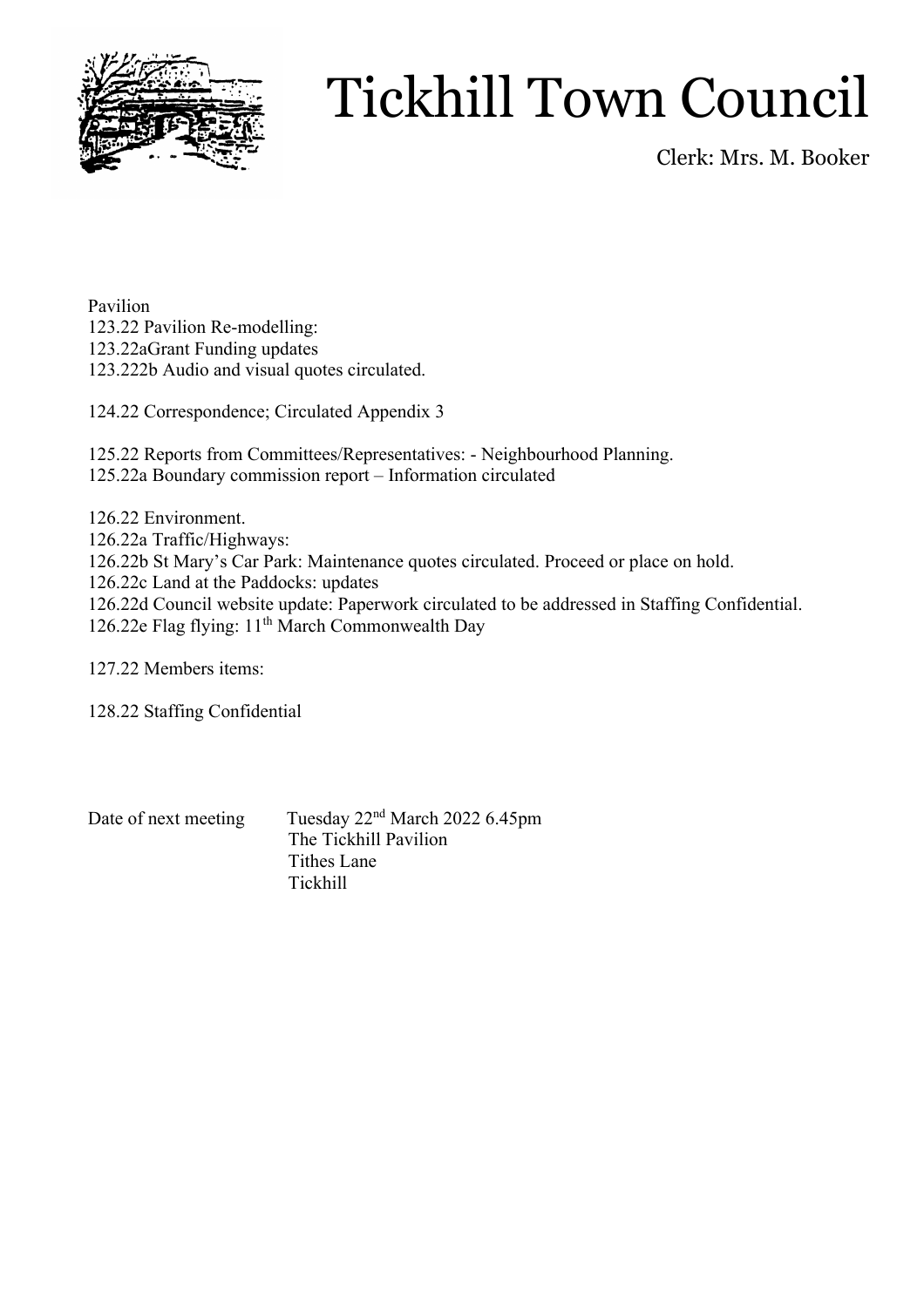# Tickhill Town Council

Clerk: Mrs. M. Booker

Pavilion

123.22 Pavilion Re-modelling:
123.22aGrant Funding updates
123.222b Audio and visual quotes circulated.

124.22 Correspondence; Circulated Appendix 3

125.22 Reports from Committees/Representatives: - Neighbourhood Planning.
125.22a Boundary commission report – Information circulated

126.22 Environment.
126.22a Traffic/Highways:
126.22b St Mary's Car Park: Maintenance quotes circulated. Proceed or place on hold.
126.22c Land at the Paddocks: updates
126.22d Council website update: Paperwork circulated to be addressed in Staffing Confidential.
126.22e Flag flying: 11th March Commonwealth Day

127.22 Members items:

128.22 Staffing Confidential

Date of next meeting Tuesday 22nd March 2022 6.45pm
The Tickhill Pavilion
Tithes Lane
Tickhill